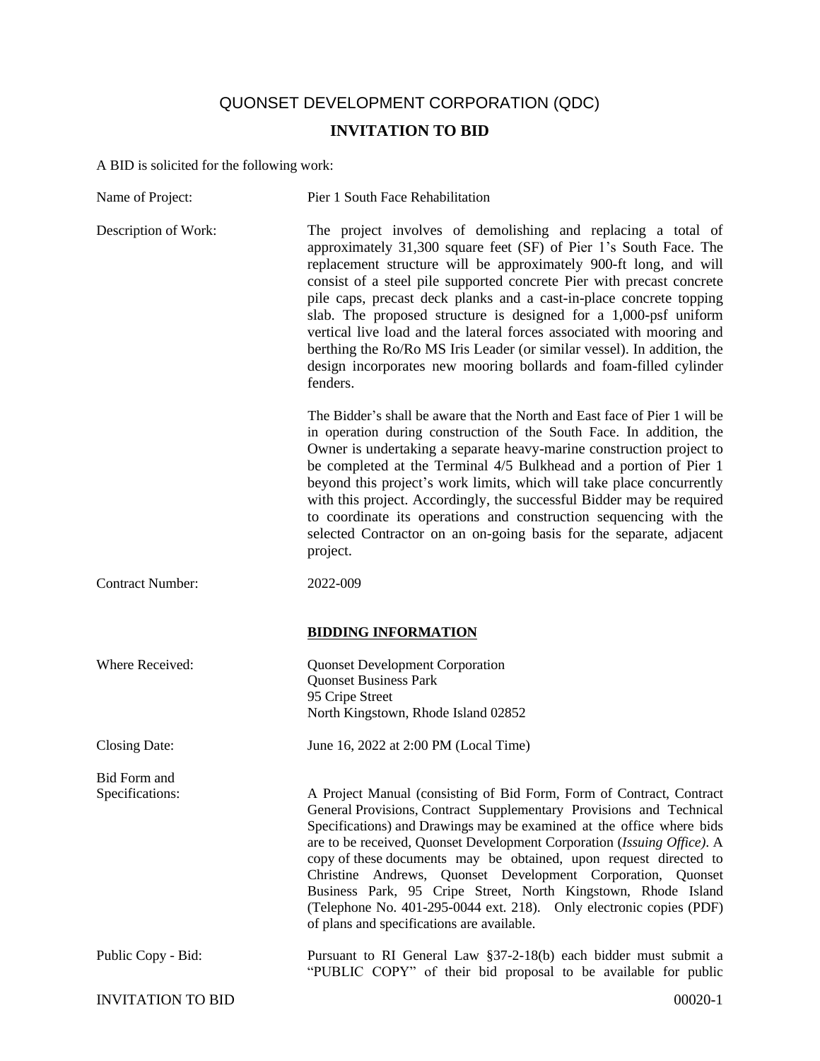# QUONSET DEVELOPMENT CORPORATION (QDC)

## INVITATION TO BID

A BID is solicited for the following work:

| | |
|---|---|
| Name of Project: | Pier 1 South Face Rehabilitation |
| Description of Work: | The project involves of demolishing and replacing a total of approximately 31,300 square feet (SF) of Pier 1's South Face. The replacement structure will be approximately 900-ft long, and will consist of a steel pile supported concrete Pier with precast concrete pile caps, precast deck planks and a cast-in-place concrete topping slab. The proposed structure is designed for a 1,000-psf uniform vertical live load and the lateral forces associated with mooring and berthing the Ro/Ro MS Iris Leader (or similar vessel). In addition, the design incorporates new mooring bollards and foam-filled cylinder fenders.<br><br>The Bidder's shall be aware that the North and East face of Pier 1 will be in operation during construction of the South Face. In addition, the Owner is undertaking a separate heavy-marine construction project to be completed at the Terminal 4/5 Bulkhead and a portion of Pier 1 beyond this project's work limits, which will take place concurrently with this project. Accordingly, the successful Bidder may be required to coordinate its operations and construction sequencing with the selected Contractor on an on-going basis for the separate, adjacent project. |
| Contract Number: | 2022-009 |

**BIDDING INFORMATION**

| | |
|---|---|
| Where Received: | Quonset Development Corporation<br>Quonset Business Park<br>95 Cripe Street<br>North Kingstown, Rhode Island 02852 |
| Closing Date: | June 16, 2022 at 2:00 PM (Local Time) |
| Bid Form and Specifications: | A Project Manual (consisting of Bid Form, Form of Contract, Contract General Provisions, Contract Supplementary Provisions and Technical Specifications) and Drawings may be examined at the office where bids are to be received, Quonset Development Corporation (*Issuing Office)*. A copy of these documents may be obtained, upon request directed to Christine Andrews, Quonset Development Corporation, Quonset Business Park, 95 Cripe Street, North Kingstown, Rhode Island (Telephone No. 401-295-0044 ext. 218). Only electronic copies (PDF) of plans and specifications are available. |
| Public Copy - Bid: | Pursuant to RI General Law §37-2-18(b) each bidder must submit a "PUBLIC COPY" of their bid proposal to be available for public |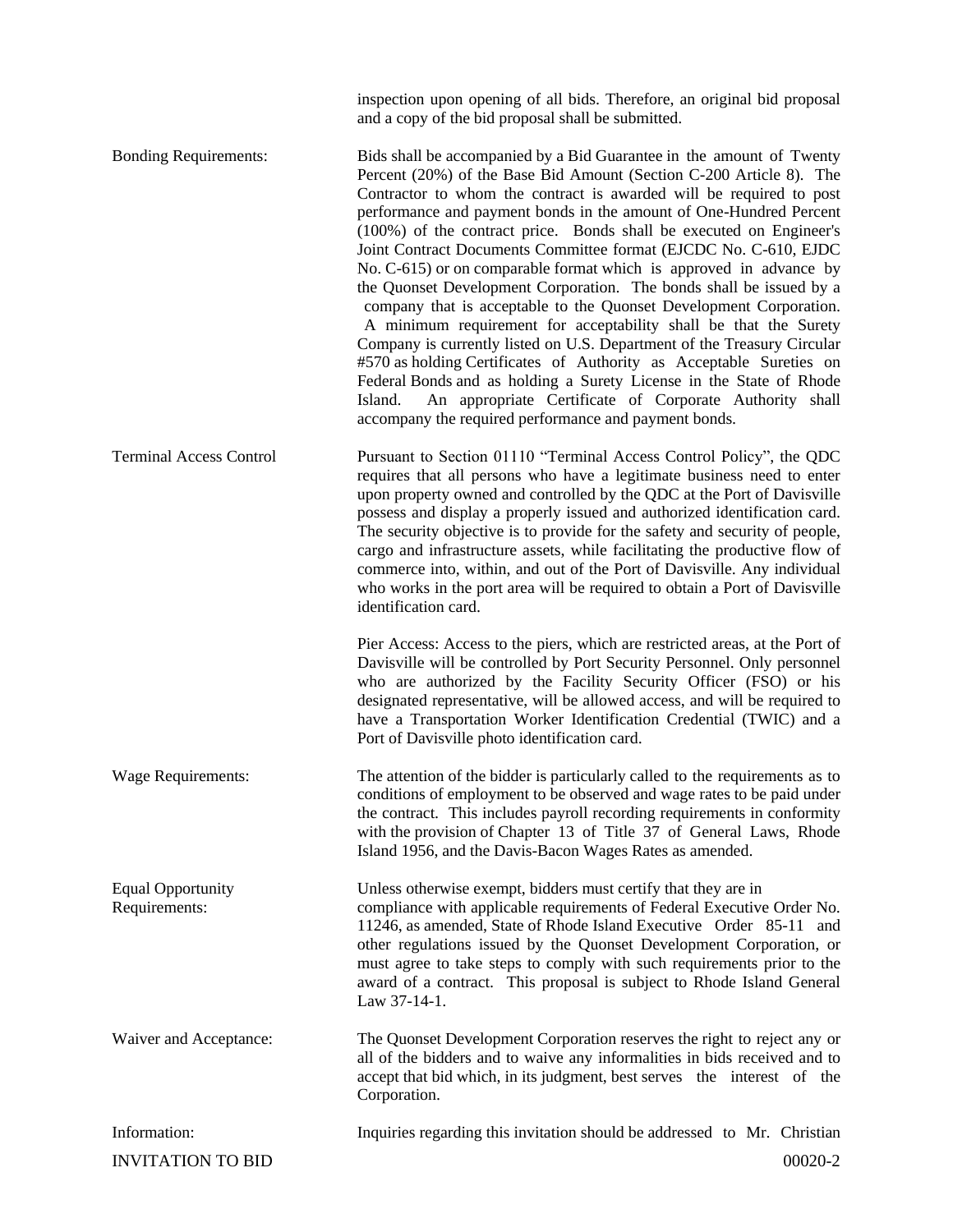inspection upon opening of all bids. Therefore, an original bid proposal and a copy of the bid proposal shall be submitted.

**Bonding Requirements:** Bids shall be accompanied by a Bid Guarantee in the amount of Twenty Percent (20%) of the Base Bid Amount (Section C-200 Article 8). The Contractor to whom the contract is awarded will be required to post performance and payment bonds in the amount of One-Hundred Percent (100%) of the contract price. Bonds shall be executed on Engineer's Joint Contract Documents Committee format (EJCDC No. C-610, EJDC No. C-615) or on comparable format which is approved in advance by the Quonset Development Corporation. The bonds shall be issued by a company that is acceptable to the Quonset Development Corporation. A minimum requirement for acceptability shall be that the Surety Company is currently listed on U.S. Department of the Treasury Circular #570 as holding Certificates of Authority as Acceptable Sureties on Federal Bonds and as holding a Surety License in the State of Rhode Island. An appropriate Certificate of Corporate Authority shall accompany the required performance and payment bonds.

**Terminal Access Control** Pursuant to Section 01110 "Terminal Access Control Policy", the QDC requires that all persons who have a legitimate business need to enter upon property owned and controlled by the QDC at the Port of Davisville possess and display a properly issued and authorized identification card. The security objective is to provide for the safety and security of people, cargo and infrastructure assets, while facilitating the productive flow of commerce into, within, and out of the Port of Davisville. Any individual who works in the port area will be required to obtain a Port of Davisville identification card.

Pier Access: Access to the piers, which are restricted areas, at the Port of Davisville will be controlled by Port Security Personnel. Only personnel who are authorized by the Facility Security Officer (FSO) or his designated representative, will be allowed access, and will be required to have a Transportation Worker Identification Credential (TWIC) and a Port of Davisville photo identification card.

**Wage Requirements:** The attention of the bidder is particularly called to the requirements as to conditions of employment to be observed and wage rates to be paid under the contract. This includes payroll recording requirements in conformity with the provision of Chapter 13 of Title 37 of General Laws, Rhode Island 1956, and the Davis-Bacon Wages Rates as amended.

**Equal Opportunity Requirements:** Unless otherwise exempt, bidders must certify that they are in compliance with applicable requirements of Federal Executive Order No. 11246, as amended, State of Rhode Island Executive Order 85-11 and other regulations issued by the Quonset Development Corporation, or must agree to take steps to comply with such requirements prior to the award of a contract. This proposal is subject to Rhode Island General Law 37-14-1.

**Waiver and Acceptance:** The Quonset Development Corporation reserves the right to reject any or all of the bidders and to waive any informalities in bids received and to accept that bid which, in its judgment, best serves the interest of the Corporation.

**Information:** Inquiries regarding this invitation should be addressed to Mr. Christian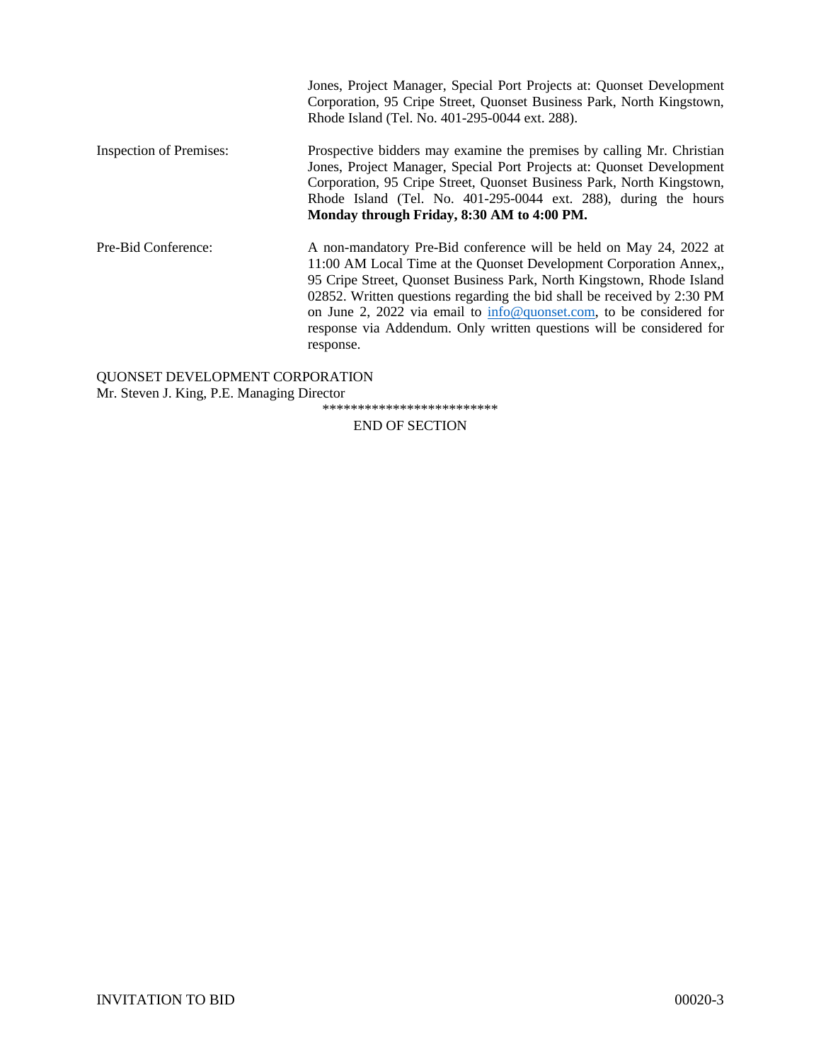Jones, Project Manager, Special Port Projects at: Quonset Development Corporation, 95 Cripe Street, Quonset Business Park, North Kingstown, Rhode Island (Tel. No. 401-295-0044 ext. 288).

| | |
|---|---|
| Inspection of Premises: | Prospective bidders may examine the premises by calling Mr. Christian Jones, Project Manager, Special Port Projects at: Quonset Development Corporation, 95 Cripe Street, Quonset Business Park, North Kingstown, Rhode Island (Tel. No. 401-295-0044 ext. 288), during the hours **Monday through Friday, 8:30 AM to 4:00 PM.** |
| Pre-Bid Conference: | A non-mandatory Pre-Bid conference will be held on May 24, 2022 at 11:00 AM Local Time at the Quonset Development Corporation Annex,, 95 Cripe Street, Quonset Business Park, North Kingstown, Rhode Island 02852. Written questions regarding the bid shall be received by 2:30 PM on June 2, 2022 via email to info@quonset.com, to be considered for response via Addendum. Only written questions will be considered for response. |

QUONSET DEVELOPMENT CORPORATION
Mr. Steven J. King, P.E. Managing Director

*************************

END OF SECTION